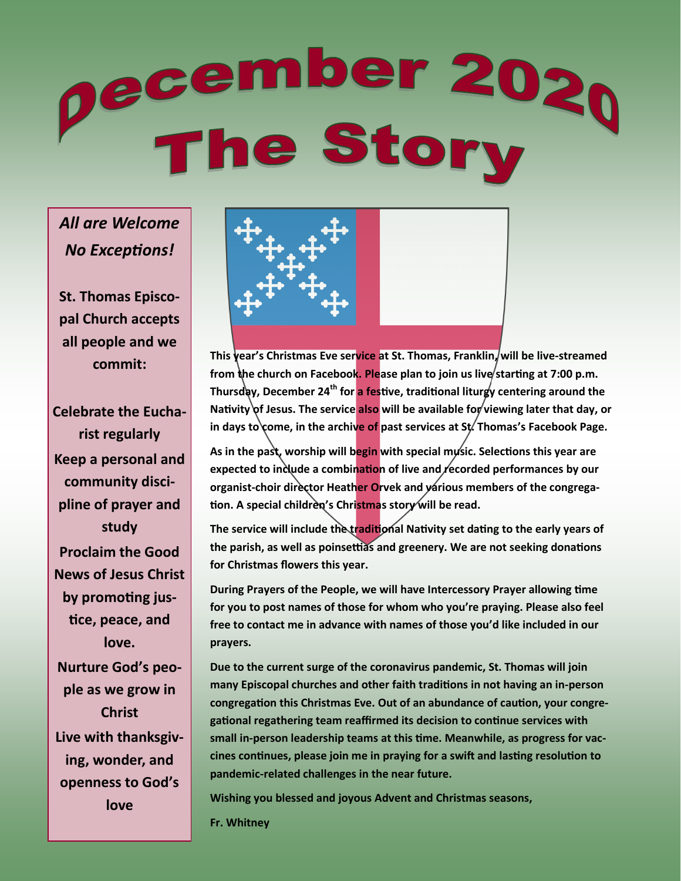# December 2020
# The Story

*All are Welcome*
*No Exceptions!*

**St. Thomas Episcopal Church accepts all people and we commit:**

**Celebrate the Eucharist regularly**
**Keep a personal and community discipline of prayer and study**
**Proclaim the Good News of Jesus Christ by promoting justice, peace, and love.**
**Nurture God's people as we grow in Christ**
**Live with thanksgiving, wonder, and openness to God's love**

**This year's Christmas Eve service at St. Thomas, Franklin, will be live-streamed from the church on Facebook. Please plan to join us live starting at 7:00 p.m. Thursday, December 24th for a festive, traditional liturgy centering around the Nativity of Jesus. The service also will be available for viewing later that day, or in days to come, in the archive of past services at St. Thomas's Facebook Page.**

**As in the past, worship will begin with special music. Selections this year are expected to include a combination of live and recorded performances by our organist-choir director Heather Orvek and various members of the congregation. A special children's Christmas story will be read.**

**The service will include the traditional Nativity set dating to the early years of the parish, as well as poinsettias and greenery. We are not seeking donations for Christmas flowers this year.**

**During Prayers of the People, we will have Intercessory Prayer allowing time for you to post names of those for whom who you're praying. Please also feel free to contact me in advance with names of those you'd like included in our prayers.**

**Due to the current surge of the coronavirus pandemic, St. Thomas will join many Episcopal churches and other faith traditions in not having an in-person congregation this Christmas Eve. Out of an abundance of caution, your congregational regathering team reaffirmed its decision to continue services with small in-person leadership teams at this time. Meanwhile, as progress for vaccines continues, please join me in praying for a swift and lasting resolution to pandemic-related challenges in the near future.**

**Wishing you blessed and joyous Advent and Christmas seasons,**

**Fr. Whitney**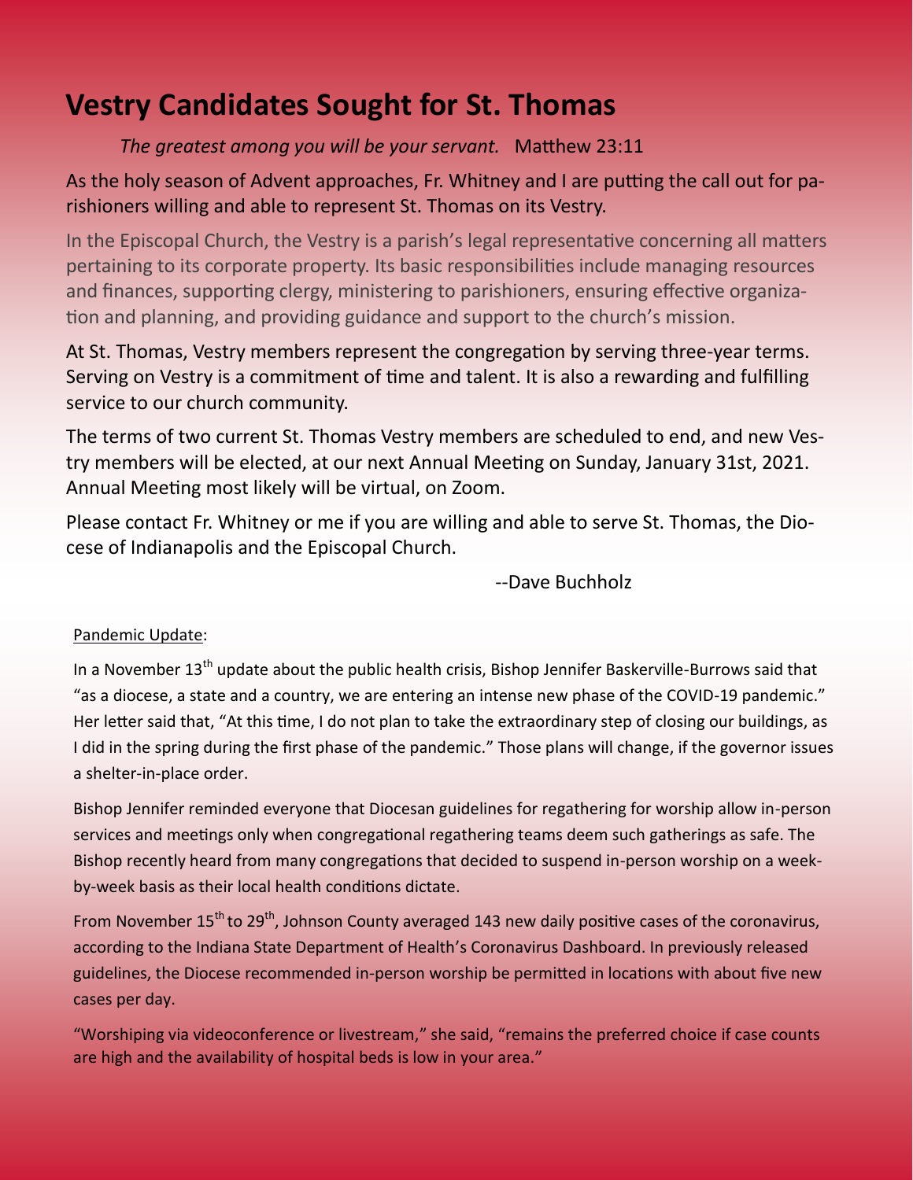# Vestry Candidates Sought for St. Thomas

*The greatest among you will be your servant.* Matthew 23:11

As the holy season of Advent approaches, Fr. Whitney and I are putting the call out for parishioners willing and able to represent St. Thomas on its Vestry.

In the Episcopal Church, the Vestry is a parish's legal representative concerning all matters pertaining to its corporate property. Its basic responsibilities include managing resources and finances, supporting clergy, ministering to parishioners, ensuring effective organization and planning, and providing guidance and support to the church's mission.

At St. Thomas, Vestry members represent the congregation by serving three-year terms. Serving on Vestry is a commitment of time and talent. It is also a rewarding and fulfilling service to our church community.

The terms of two current St. Thomas Vestry members are scheduled to end, and new Vestry members will be elected, at our next Annual Meeting on Sunday, January 31st, 2021. Annual Meeting most likely will be virtual, on Zoom.

Please contact Fr. Whitney or me if you are willing and able to serve St. Thomas, the Diocese of Indianapolis and the Episcopal Church.

--Dave Buchholz

Pandemic Update:

In a November 13th update about the public health crisis, Bishop Jennifer Baskerville-Burrows said that "as a diocese, a state and a country, we are entering an intense new phase of the COVID-19 pandemic." Her letter said that, "At this time, I do not plan to take the extraordinary step of closing our buildings, as I did in the spring during the first phase of the pandemic." Those plans will change, if the governor issues a shelter-in-place order.

Bishop Jennifer reminded everyone that Diocesan guidelines for regathering for worship allow in-person services and meetings only when congregational regathering teams deem such gatherings as safe. The Bishop recently heard from many congregations that decided to suspend in-person worship on a week-by-week basis as their local health conditions dictate.

From November 15th to 29th, Johnson County averaged 143 new daily positive cases of the coronavirus, according to the Indiana State Department of Health's Coronavirus Dashboard. In previously released guidelines, the Diocese recommended in-person worship be permitted in locations with about five new cases per day.

"Worshiping via videoconference or livestream," she said, "remains the preferred choice if case counts are high and the availability of hospital beds is low in your area."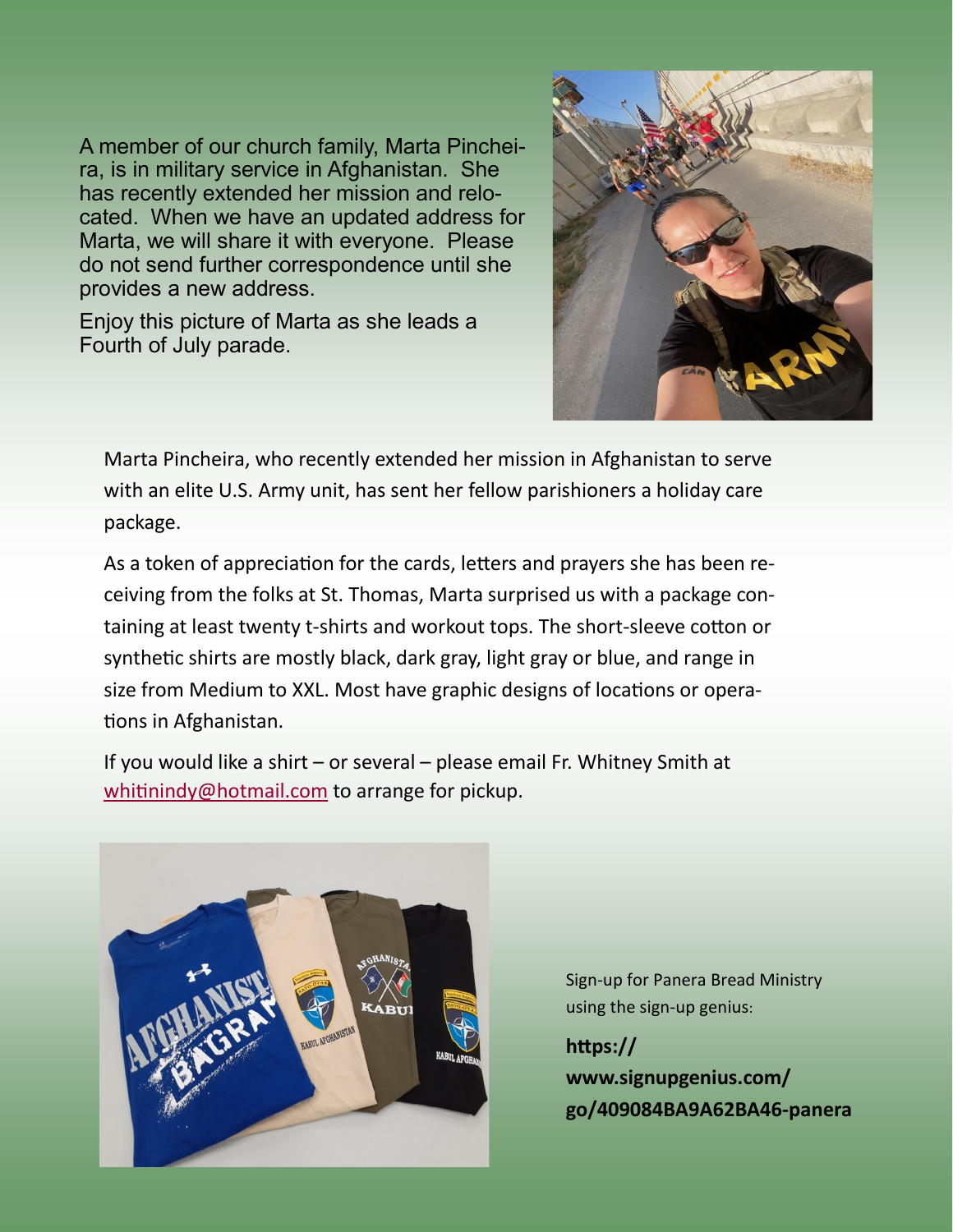A member of our church family, Marta Pincheira, is in military service in Afghanistan. She has recently extended her mission and relocated. When we have an updated address for Marta, we will share it with everyone. Please do not send further correspondence until she provides a new address.

Enjoy this picture of Marta as she leads a Fourth of July parade.

Marta Pincheira, who recently extended her mission in Afghanistan to serve with an elite U.S. Army unit, has sent her fellow parishioners a holiday care package.

As a token of appreciation for the cards, letters and prayers she has been receiving from the folks at St. Thomas, Marta surprised us with a package containing at least twenty t-shirts and workout tops. The short-sleeve cotton or synthetic shirts are mostly black, dark gray, light gray or blue, and range in size from Medium to XXL. Most have graphic designs of locations or operations in Afghanistan.

If you would like a shirt – or several – please email Fr. Whitney Smith at whitinindy@hotmail.com to arrange for pickup.

Sign-up for Panera Bread Ministry using the sign-up genius:

**https://www.signupgenius.com/go/409084BA9A62BA46-panera**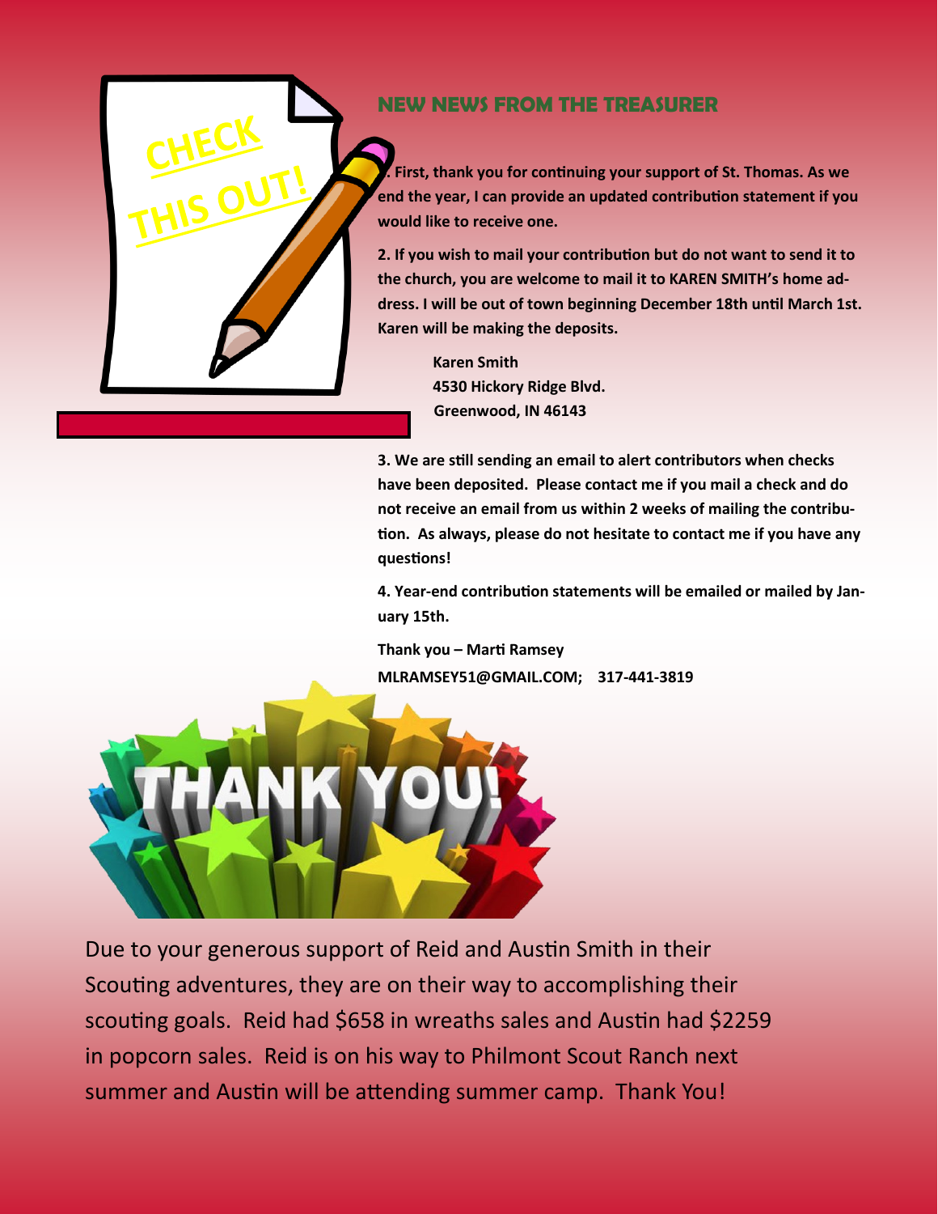## NEW NEWS FROM THE TREASURER

**1. First, thank you for continuing your support of St. Thomas. As we end the year, I can provide an updated contribution statement if you would like to receive one.**

**2. If you wish to mail your contribution but do not want to send it to the church, you are welcome to mail it to KAREN SMITH's home address. I will be out of town beginning December 18th until March 1st. Karen will be making the deposits.**

**Karen Smith**
**4530 Hickory Ridge Blvd.**
**Greenwood, IN 46143**

**3. We are still sending an email to alert contributors when checks have been deposited. Please contact me if you mail a check and do not receive an email from us within 2 weeks of mailing the contribution. As always, please do not hesitate to contact me if you have any questions!**

**4. Year-end contribution statements will be emailed or mailed by January 15th.**

**Thank you – Marti Ramsey**
**MLRAMSEY51@GMAIL.COM; 317-441-3819**

Due to your generous support of Reid and Austin Smith in their Scouting adventures, they are on their way to accomplishing their scouting goals. Reid had $658 in wreaths sales and Austin had $2259 in popcorn sales. Reid is on his way to Philmont Scout Ranch next summer and Austin will be attending summer camp. Thank You!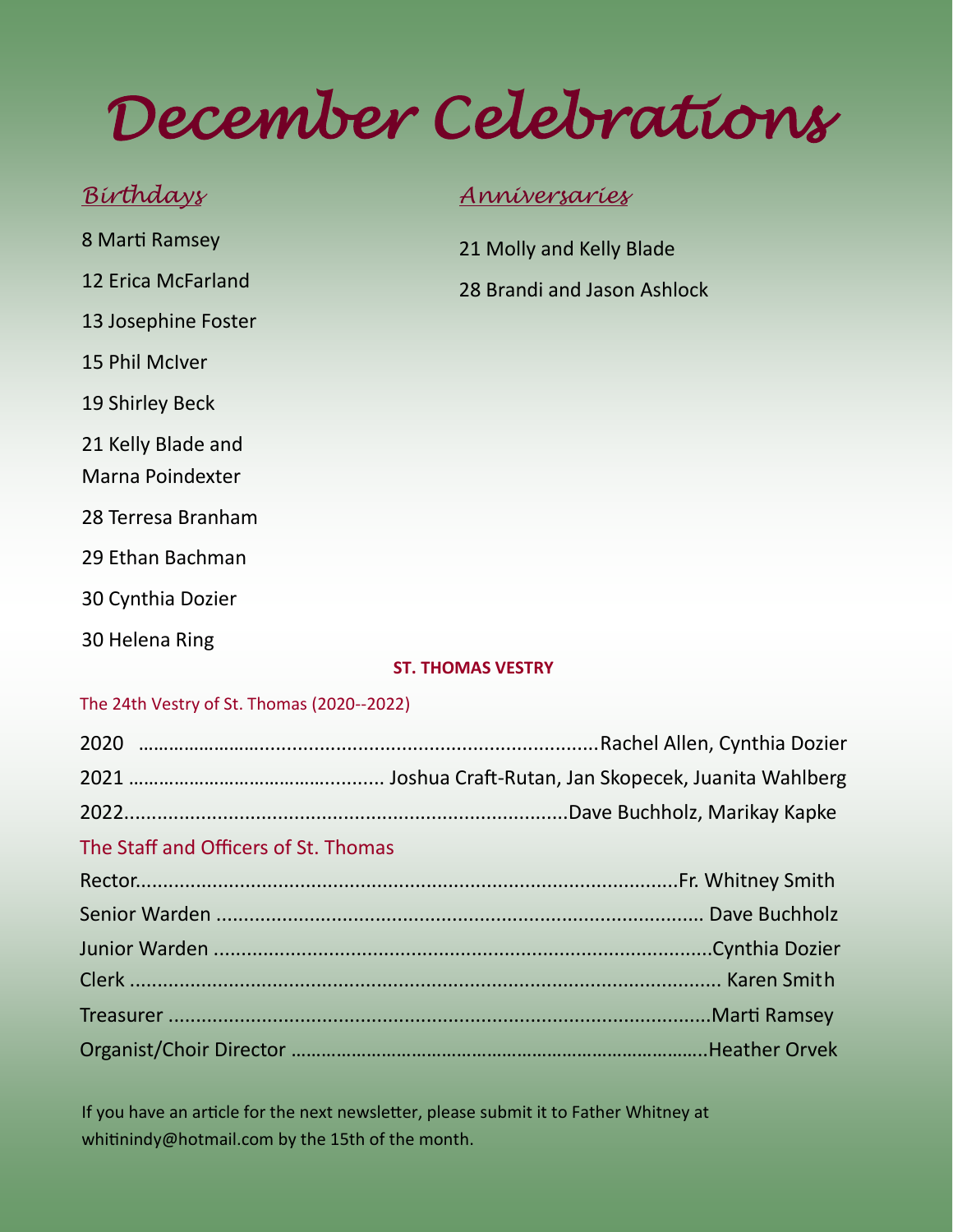# December Celebrations

## Birthdays

8 Marti Ramsey

12 Erica McFarland

13 Josephine Foster

15 Phil McIver

19 Shirley Beck

21 Kelly Blade and Marna Poindexter

28 Terresa Branham

29 Ethan Bachman

30 Cynthia Dozier

30 Helena Ring

## Anniversaries

21 Molly and Kelly Blade

28 Brandi and Jason Ashlock

**ST. THOMAS VESTRY**

The 24th Vestry of St. Thomas (2020--2022)

2020 ........................................................................................Rachel Allen, Cynthia Dozier

2021 ............................................... Joshua Craft-Rutan, Jan Skopecek, Juanita Wahlberg

2022..............................................................................Dave Buchholz, Marikay Kapke

The Staff and Officers of St. Thomas

Rector..................................................................................................Fr. Whitney Smith

Senior Warden ........................................................................................ Dave Buchholz

Junior Warden ..........................................................................................Cynthia Dozier

Clerk ............................................................................................................ Karen Smith

Treasurer ...................................................................................................Marti Ramsey

Organist/Choir Director ...........................................................................Heather Orvek

If you have an article for the next newsletter, please submit it to Father Whitney at whitinindy@hotmail.com by the 15th of the month.